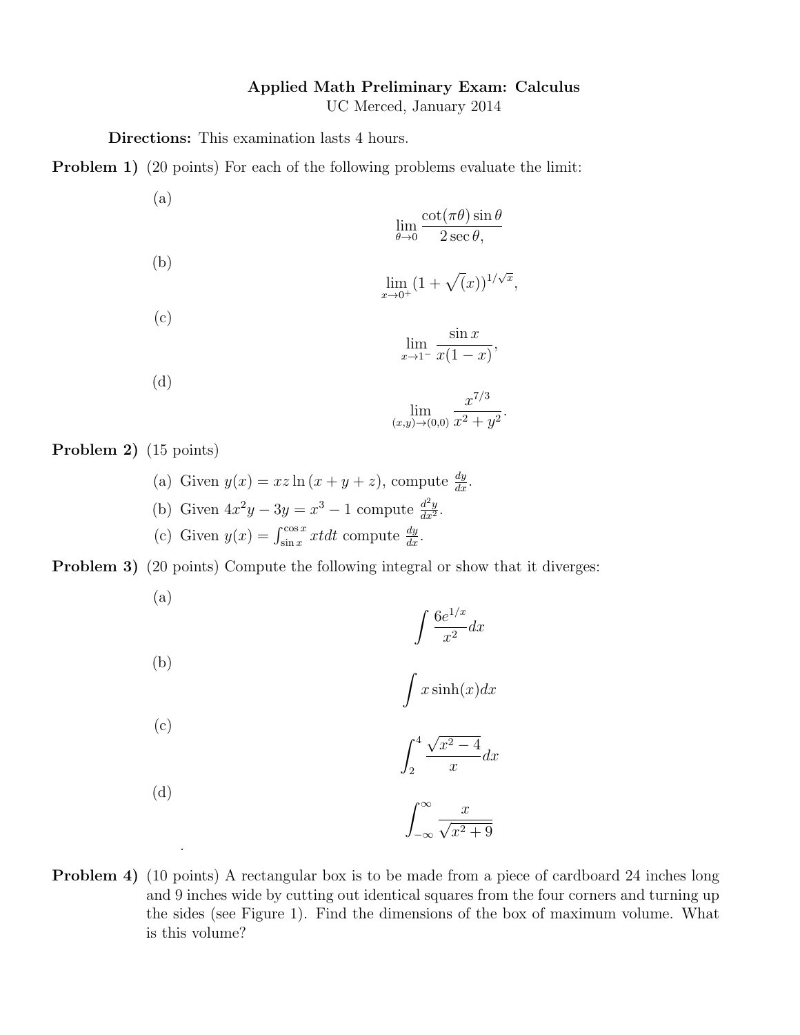**Applied Math Preliminary Exam: Calculus**

UC Merced, January 2014

**Directions:** This examination lasts 4 hours.

**Problem 1)** (20 points) For each of the following problems evaluate the limit:

(a)

$$\lim_{\theta \to 0} \frac{\cot(\pi\theta)\sin\theta}{2\sec\theta,}$$

(b)

$$\lim_{x \to 0^+} (1 + \sqrt{(}x))^{1/\sqrt{x}},$$

(c)

$$\lim_{x \to 1^-} \frac{\sin x}{x(1-x)},$$

(d)

$$\lim_{(x,y)\to(0,0)} \frac{x^{7/3}}{x^2 + y^2}.$$

**Problem 2)** (15 points)

(a) Given $y(x) = xz\ln(x + y + z)$, compute $\frac{dy}{dx}$.

(b) Given $4x^2y - 3y = x^3 - 1$ compute $\frac{d^2y}{dx^2}$.

(c) Given $y(x) = \int_{\sin x}^{\cos x} xt dt$ compute $\frac{dy}{dx}$.

**Problem 3)** (20 points) Compute the following integral or show that it diverges:

(a)

$$\int \frac{6e^{1/x}}{x^2} dx$$

(b)

$$\int x\sinh(x) dx$$

(c)

$$\int_2^4 \frac{\sqrt{x^2 - 4}}{x} dx$$

(d)

$$\int_{-\infty}^{\infty} \frac{x}{\sqrt{x^2 + 9}}$$

.

**Problem 4)** (10 points) A rectangular box is to be made from a piece of cardboard 24 inches long and 9 inches wide by cutting out identical squares from the four corners and turning up the sides (see Figure 1). Find the dimensions of the box of maximum volume. What is this volume?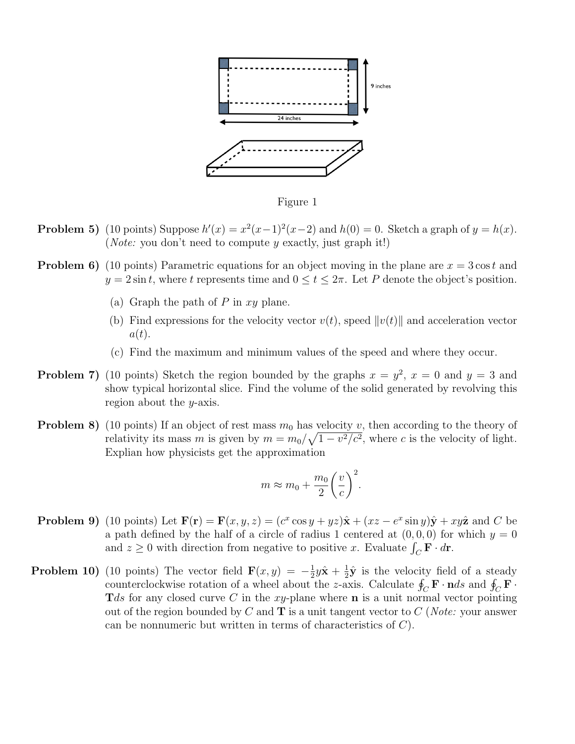9 inches

24 inches

Figure 1

**Problem 5)** (10 points) Suppose $h'(x) = x^2(x-1)^2(x-2)$ and $h(0) = 0$. Sketch a graph of $y = h(x)$. (*Note:* you don't need to compute $y$ exactly, just graph it!)

**Problem 6)** (10 points) Parametric equations for an object moving in the plane are $x = 3\cos t$ and $y = 2\sin t$, where $t$ represents time and $0 \leq t \leq 2\pi$. Let $P$ denote the object's position.

(a) Graph the path of $P$ in $xy$ plane.

(b) Find expressions for the velocity vector $v(t)$, speed $\|v(t)\|$ and acceleration vector $a(t)$.

(c) Find the maximum and minimum values of the speed and where they occur.

**Problem 7)** (10 points) Sketch the region bounded by the graphs $x = y^2$, $x = 0$ and $y = 3$ and show typical horizontal slice. Find the volume of the solid generated by revolving this region about the $y$-axis.

**Problem 8)** (10 points) If an object of rest mass $m_0$ has velocity $v$, then according to the theory of relativity its mass $m$ is given by $m = m_0/\sqrt{1 - v^2/c^2}$, where $c$ is the velocity of light. Explian how physicists get the approximation

$$m \approx m_0 + \frac{m_0}{2}\left(\frac{v}{c}\right)^2.$$

**Problem 9)** (10 points) Let $\mathbf{F}(\mathbf{r}) = \mathbf{F}(x, y, z) = (c^x \cos y + yz)\hat{\mathbf{x}} + (xz - e^x \sin y)\hat{\mathbf{y}} + xy\hat{\mathbf{z}}$ and $C$ be a path defined by the half of a circle of radius 1 centered at $(0, 0, 0)$ for which $y = 0$ and $z \geq 0$ with direction from negative to positive $x$. Evaluate $\int_C \mathbf{F} \cdot d\mathbf{r}$.

**Problem 10)** (10 points) The vector field $\mathbf{F}(x, y) = -\frac{1}{2}y\hat{\mathbf{x}} + \frac{1}{2}\hat{\mathbf{y}}$ is the velocity field of a steady counterclockwise rotation of a wheel about the $z$-axis. Calculate $\oint_C \mathbf{F} \cdot \mathbf{n} ds$ and $\oint_C \mathbf{F} \cdot \mathbf{T} ds$ for any closed curve $C$ in the $xy$-plane where $\mathbf{n}$ is a unit normal vector pointing out of the region bounded by $C$ and $\mathbf{T}$ is a unit tangent vector to $C$ (*Note:* your answer can be nonnumeric but written in terms of characteristics of $C$).